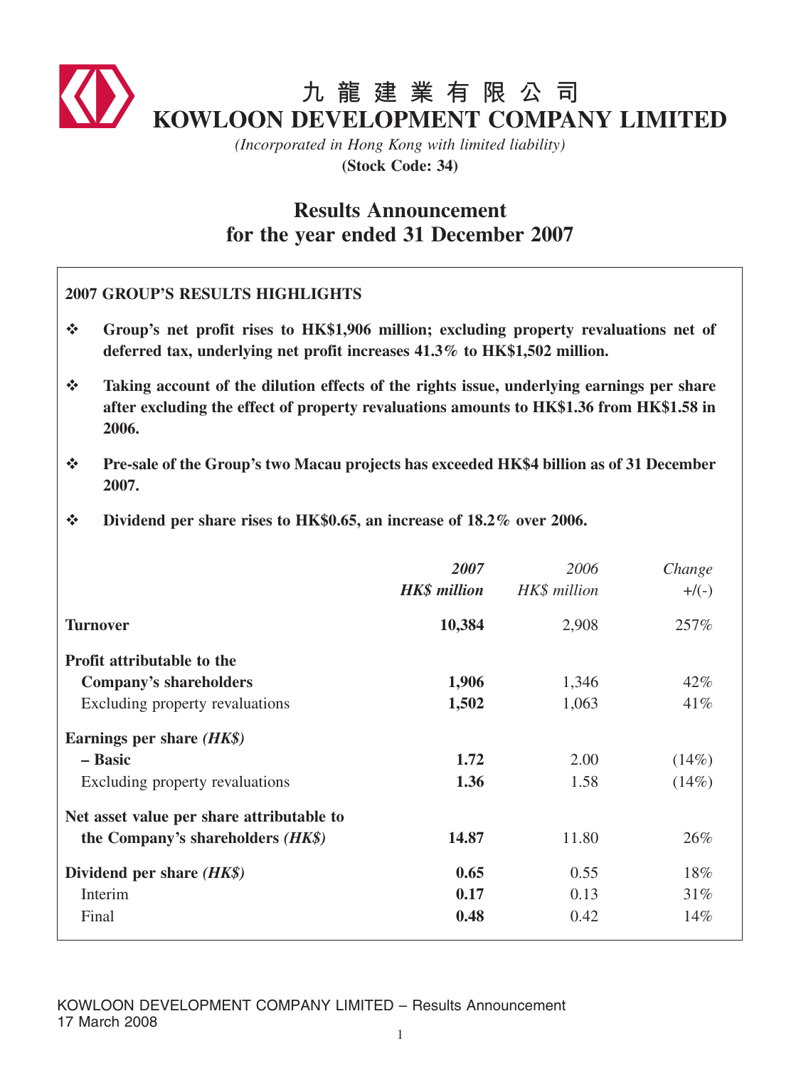# 九龍建業有限公司
# KOWLOON DEVELOPMENT COMPANY LIMITED

*(Incorporated in Hong Kong with limited liability)*

**(Stock Code: 34)**

## Results Announcement
## for the year ended 31 December 2007

### 2007 GROUP'S RESULTS HIGHLIGHTS

- **Group's net profit rises to HK$1,906 million; excluding property revaluations net of deferred tax, underlying net profit increases 41.3% to HK$1,502 million.**
- **Taking account of the dilution effects of the rights issue, underlying earnings per share after excluding the effect of property revaluations amounts to HK$1.36 from HK$1.58 in 2006.**
- **Pre-sale of the Group's two Macau projects has exceeded HK$4 billion as of 31 December 2007.**
- **Dividend per share rises to HK$0.65, an increase of 18.2% over 2006.**

| | *2007* | *2006* | *Change* |
|---|---|---|---|
| | ***HK$ million*** | *HK$ million* | *+/(-)* |
| **Turnover** | **10,384** | 2,908 | 257% |
| **Profit attributable to the Company's shareholders** | **1,906** | 1,346 | 42% |
| Excluding property revaluations | **1,502** | 1,063 | 41% |
| **Earnings per share *(HK$)*** | | | |
| **– Basic** | **1.72** | 2.00 | (14%) |
| Excluding property revaluations | **1.36** | 1.58 | (14%) |
| **Net asset value per share attributable to the Company's shareholders *(HK$)*** | **14.87** | 11.80 | 26% |
| **Dividend per share *(HK$)*** | **0.65** | 0.55 | 18% |
| Interim | **0.17** | 0.13 | 31% |
| Final | **0.48** | 0.42 | 14% |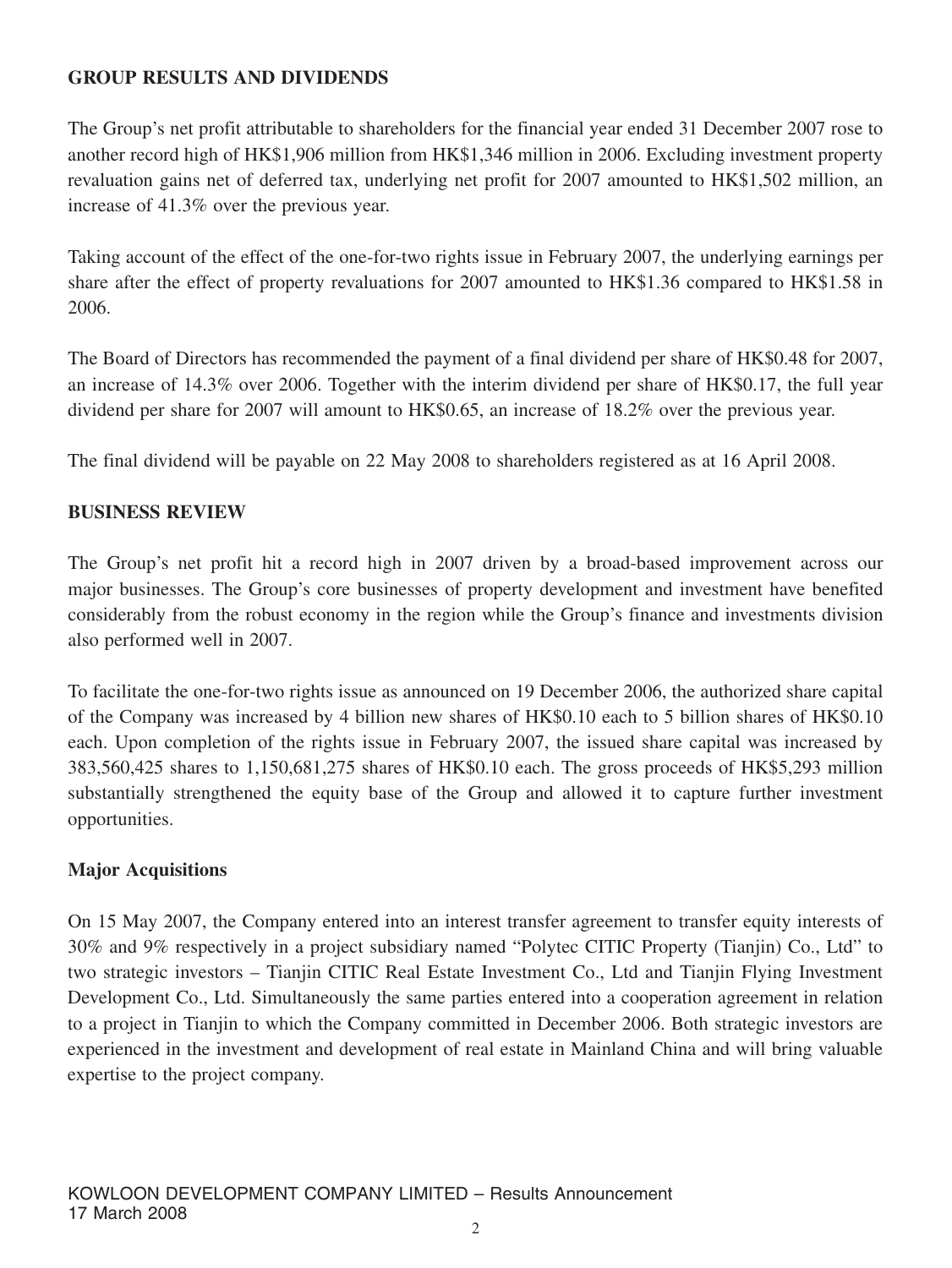## GROUP RESULTS AND DIVIDENDS

The Group's net profit attributable to shareholders for the financial year ended 31 December 2007 rose to another record high of HK$1,906 million from HK$1,346 million in 2006. Excluding investment property revaluation gains net of deferred tax, underlying net profit for 2007 amounted to HK$1,502 million, an increase of 41.3% over the previous year.

Taking account of the effect of the one-for-two rights issue in February 2007, the underlying earnings per share after the effect of property revaluations for 2007 amounted to HK$1.36 compared to HK$1.58 in 2006.

The Board of Directors has recommended the payment of a final dividend per share of HK$0.48 for 2007, an increase of 14.3% over 2006. Together with the interim dividend per share of HK$0.17, the full year dividend per share for 2007 will amount to HK$0.65, an increase of 18.2% over the previous year.

The final dividend will be payable on 22 May 2008 to shareholders registered as at 16 April 2008.

## BUSINESS REVIEW

The Group's net profit hit a record high in 2007 driven by a broad-based improvement across our major businesses. The Group's core businesses of property development and investment have benefited considerably from the robust economy in the region while the Group's finance and investments division also performed well in 2007.

To facilitate the one-for-two rights issue as announced on 19 December 2006, the authorized share capital of the Company was increased by 4 billion new shares of HK$0.10 each to 5 billion shares of HK$0.10 each. Upon completion of the rights issue in February 2007, the issued share capital was increased by 383,560,425 shares to 1,150,681,275 shares of HK$0.10 each. The gross proceeds of HK$5,293 million substantially strengthened the equity base of the Group and allowed it to capture further investment opportunities.

### Major Acquisitions

On 15 May 2007, the Company entered into an interest transfer agreement to transfer equity interests of 30% and 9% respectively in a project subsidiary named "Polytec CITIC Property (Tianjin) Co., Ltd" to two strategic investors – Tianjin CITIC Real Estate Investment Co., Ltd and Tianjin Flying Investment Development Co., Ltd. Simultaneously the same parties entered into a cooperation agreement in relation to a project in Tianjin to which the Company committed in December 2006. Both strategic investors are experienced in the investment and development of real estate in Mainland China and will bring valuable expertise to the project company.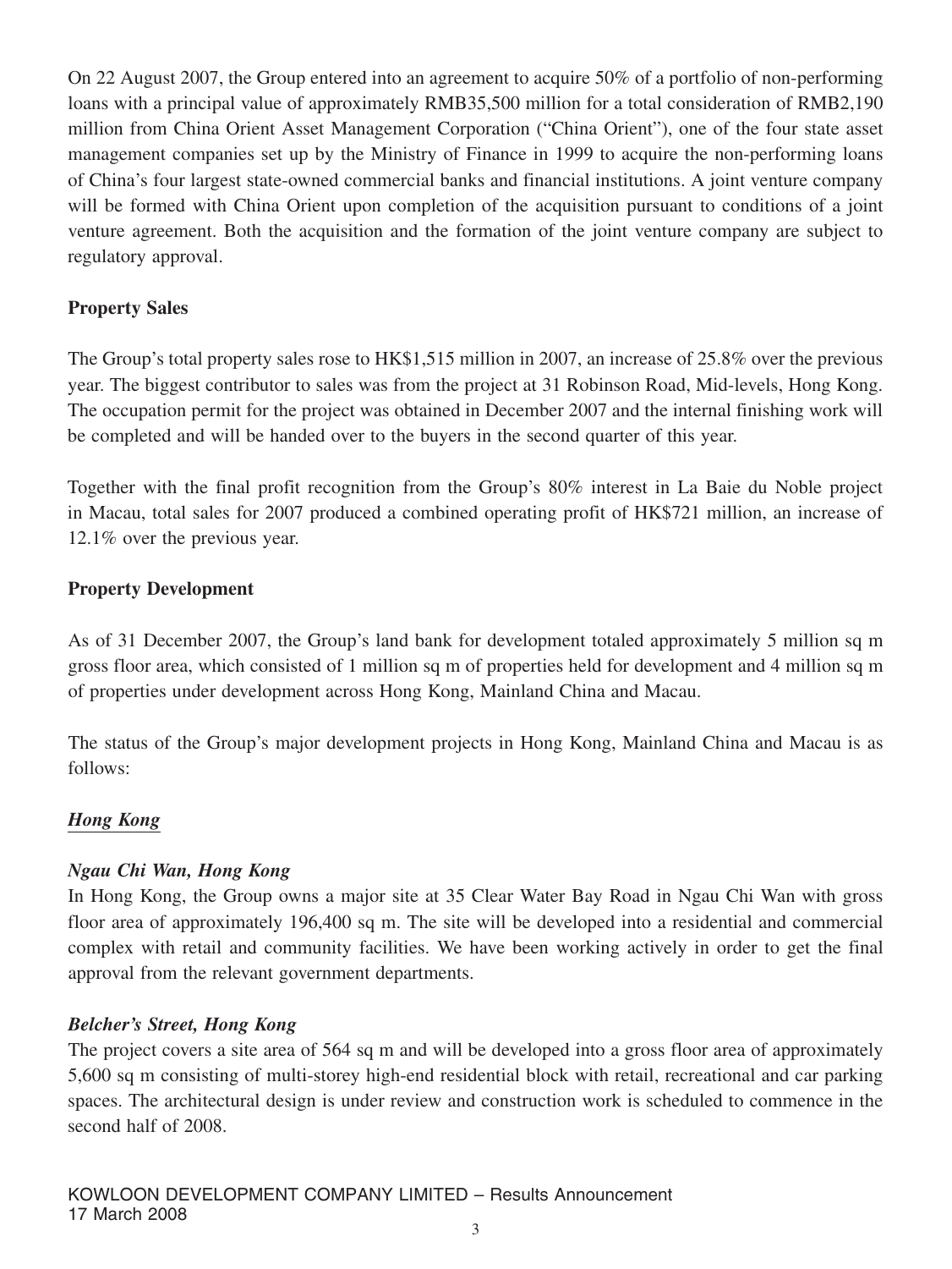On 22 August 2007, the Group entered into an agreement to acquire 50% of a portfolio of non-performing loans with a principal value of approximately RMB35,500 million for a total consideration of RMB2,190 million from China Orient Asset Management Corporation ("China Orient"), one of the four state asset management companies set up by the Ministry of Finance in 1999 to acquire the non-performing loans of China's four largest state-owned commercial banks and financial institutions. A joint venture company will be formed with China Orient upon completion of the acquisition pursuant to conditions of a joint venture agreement. Both the acquisition and the formation of the joint venture company are subject to regulatory approval.

**Property Sales**

The Group's total property sales rose to HK$1,515 million in 2007, an increase of 25.8% over the previous year. The biggest contributor to sales was from the project at 31 Robinson Road, Mid-levels, Hong Kong. The occupation permit for the project was obtained in December 2007 and the internal finishing work will be completed and will be handed over to the buyers in the second quarter of this year.

Together with the final profit recognition from the Group's 80% interest in La Baie du Noble project in Macau, total sales for 2007 produced a combined operating profit of HK$721 million, an increase of 12.1% over the previous year.

**Property Development**

As of 31 December 2007, the Group's land bank for development totaled approximately 5 million sq m gross floor area, which consisted of 1 million sq m of properties held for development and 4 million sq m of properties under development across Hong Kong, Mainland China and Macau.

The status of the Group's major development projects in Hong Kong, Mainland China and Macau is as follows:

***Hong Kong***

***Ngau Chi Wan, Hong Kong***

In Hong Kong, the Group owns a major site at 35 Clear Water Bay Road in Ngau Chi Wan with gross floor area of approximately 196,400 sq m. The site will be developed into a residential and commercial complex with retail and community facilities. We have been working actively in order to get the final approval from the relevant government departments.

***Belcher's Street, Hong Kong***

The project covers a site area of 564 sq m and will be developed into a gross floor area of approximately 5,600 sq m consisting of multi-storey high-end residential block with retail, recreational and car parking spaces. The architectural design is under review and construction work is scheduled to commence in the second half of 2008.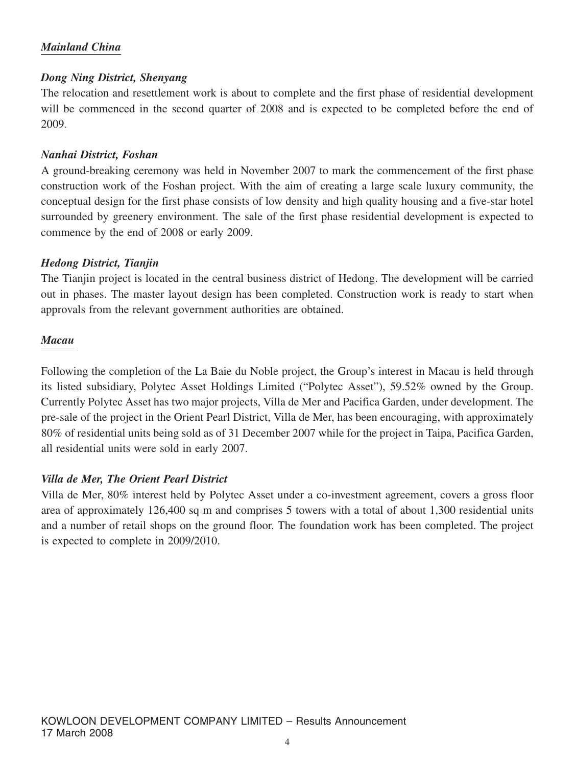***Mainland China***

***Dong Ning District, Shenyang***

The relocation and resettlement work is about to complete and the first phase of residential development will be commenced in the second quarter of 2008 and is expected to be completed before the end of 2009.

***Nanhai District, Foshan***

A ground-breaking ceremony was held in November 2007 to mark the commencement of the first phase construction work of the Foshan project. With the aim of creating a large scale luxury community, the conceptual design for the first phase consists of low density and high quality housing and a five-star hotel surrounded by greenery environment. The sale of the first phase residential development is expected to commence by the end of 2008 or early 2009.

***Hedong District, Tianjin***

The Tianjin project is located in the central business district of Hedong. The development will be carried out in phases. The master layout design has been completed. Construction work is ready to start when approvals from the relevant government authorities are obtained.

***Macau***

Following the completion of the La Baie du Noble project, the Group's interest in Macau is held through its listed subsidiary, Polytec Asset Holdings Limited ("Polytec Asset"), 59.52% owned by the Group. Currently Polytec Asset has two major projects, Villa de Mer and Pacifica Garden, under development. The pre-sale of the project in the Orient Pearl District, Villa de Mer, has been encouraging, with approximately 80% of residential units being sold as of 31 December 2007 while for the project in Taipa, Pacifica Garden, all residential units were sold in early 2007.

***Villa de Mer, The Orient Pearl District***

Villa de Mer, 80% interest held by Polytec Asset under a co-investment agreement, covers a gross floor area of approximately 126,400 sq m and comprises 5 towers with a total of about 1,300 residential units and a number of retail shops on the ground floor. The foundation work has been completed. The project is expected to complete in 2009/2010.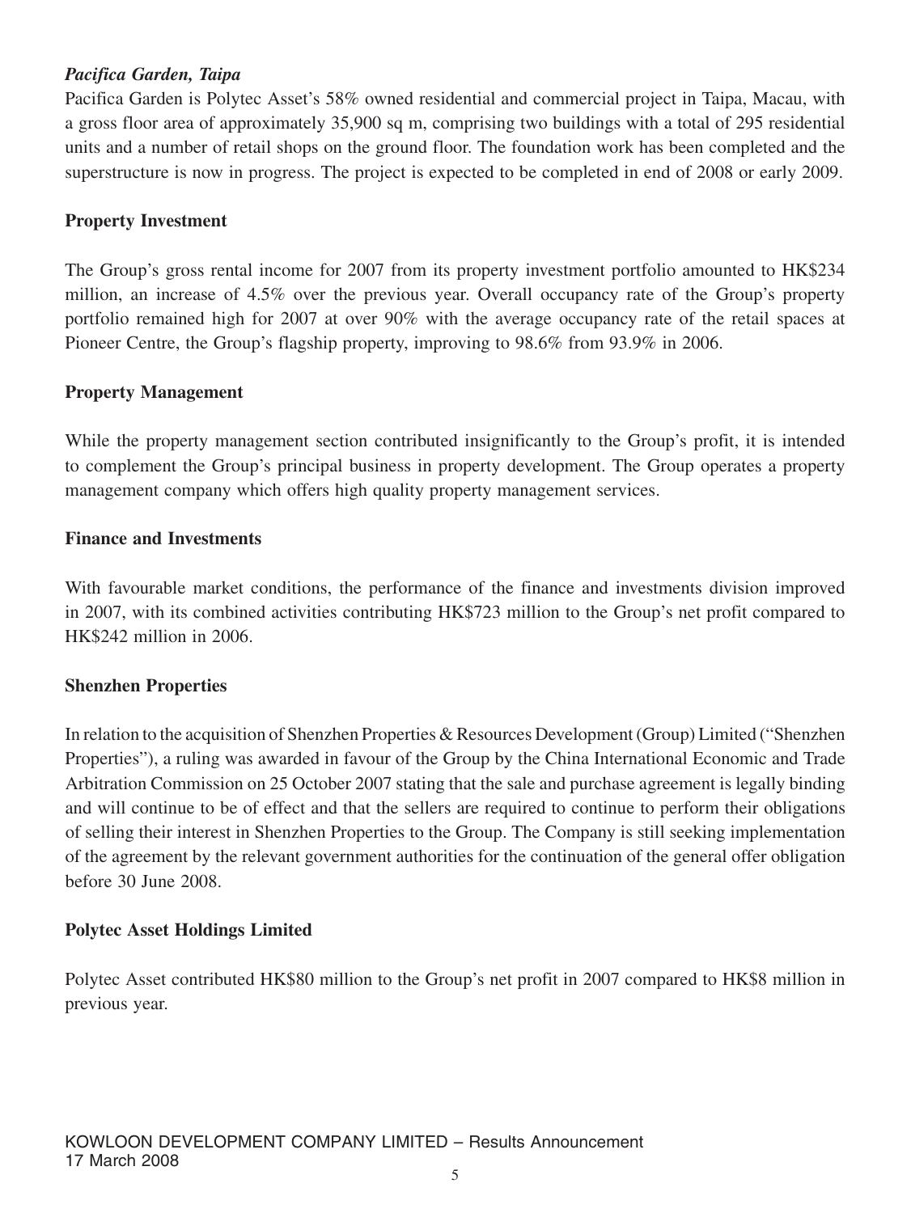***Pacifica Garden, Taipa***

Pacifica Garden is Polytec Asset's 58% owned residential and commercial project in Taipa, Macau, with a gross floor area of approximately 35,900 sq m, comprising two buildings with a total of 295 residential units and a number of retail shops on the ground floor. The foundation work has been completed and the superstructure is now in progress. The project is expected to be completed in end of 2008 or early 2009.

**Property Investment**

The Group's gross rental income for 2007 from its property investment portfolio amounted to HK$234 million, an increase of 4.5% over the previous year. Overall occupancy rate of the Group's property portfolio remained high for 2007 at over 90% with the average occupancy rate of the retail spaces at Pioneer Centre, the Group's flagship property, improving to 98.6% from 93.9% in 2006.

**Property Management**

While the property management section contributed insignificantly to the Group's profit, it is intended to complement the Group's principal business in property development. The Group operates a property management company which offers high quality property management services.

**Finance and Investments**

With favourable market conditions, the performance of the finance and investments division improved in 2007, with its combined activities contributing HK$723 million to the Group's net profit compared to HK$242 million in 2006.

**Shenzhen Properties**

In relation to the acquisition of Shenzhen Properties & Resources Development (Group) Limited ("Shenzhen Properties"), a ruling was awarded in favour of the Group by the China International Economic and Trade Arbitration Commission on 25 October 2007 stating that the sale and purchase agreement is legally binding and will continue to be of effect and that the sellers are required to continue to perform their obligations of selling their interest in Shenzhen Properties to the Group. The Company is still seeking implementation of the agreement by the relevant government authorities for the continuation of the general offer obligation before 30 June 2008.

**Polytec Asset Holdings Limited**

Polytec Asset contributed HK$80 million to the Group's net profit in 2007 compared to HK$8 million in previous year.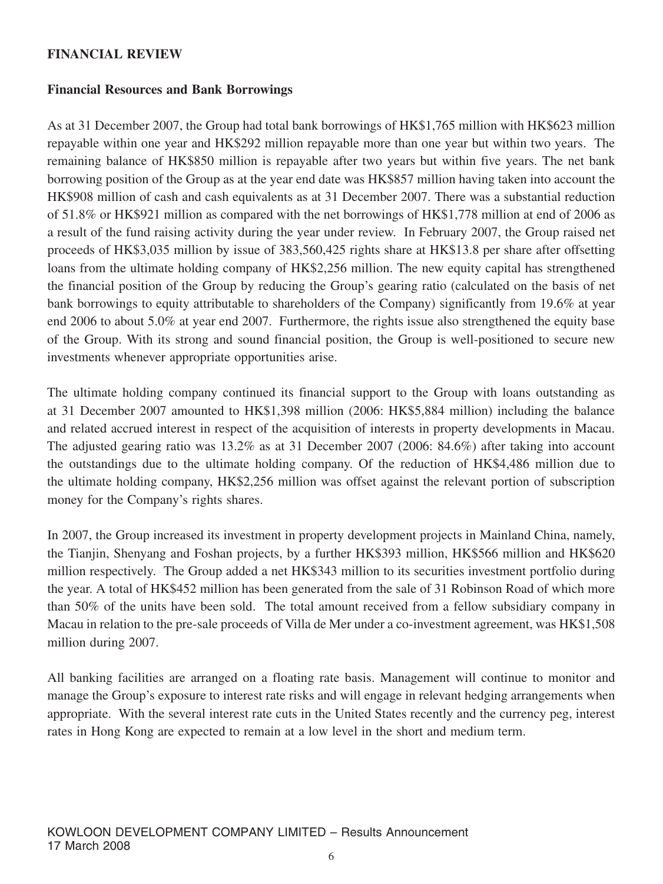## FINANCIAL REVIEW

### Financial Resources and Bank Borrowings

As at 31 December 2007, the Group had total bank borrowings of HK$1,765 million with HK$623 million repayable within one year and HK$292 million repayable more than one year but within two years. The remaining balance of HK$850 million is repayable after two years but within five years. The net bank borrowing position of the Group as at the year end date was HK$857 million having taken into account the HK$908 million of cash and cash equivalents as at 31 December 2007. There was a substantial reduction of 51.8% or HK$921 million as compared with the net borrowings of HK$1,778 million at end of 2006 as a result of the fund raising activity during the year under review. In February 2007, the Group raised net proceeds of HK$3,035 million by issue of 383,560,425 rights share at HK$13.8 per share after offsetting loans from the ultimate holding company of HK$2,256 million. The new equity capital has strengthened the financial position of the Group by reducing the Group's gearing ratio (calculated on the basis of net bank borrowings to equity attributable to shareholders of the Company) significantly from 19.6% at year end 2006 to about 5.0% at year end 2007. Furthermore, the rights issue also strengthened the equity base of the Group. With its strong and sound financial position, the Group is well-positioned to secure new investments whenever appropriate opportunities arise.

The ultimate holding company continued its financial support to the Group with loans outstanding as at 31 December 2007 amounted to HK$1,398 million (2006: HK$5,884 million) including the balance and related accrued interest in respect of the acquisition of interests in property developments in Macau. The adjusted gearing ratio was 13.2% as at 31 December 2007 (2006: 84.6%) after taking into account the outstandings due to the ultimate holding company. Of the reduction of HK$4,486 million due to the ultimate holding company, HK$2,256 million was offset against the relevant portion of subscription money for the Company's rights shares.

In 2007, the Group increased its investment in property development projects in Mainland China, namely, the Tianjin, Shenyang and Foshan projects, by a further HK$393 million, HK$566 million and HK$620 million respectively. The Group added a net HK$343 million to its securities investment portfolio during the year. A total of HK$452 million has been generated from the sale of 31 Robinson Road of which more than 50% of the units have been sold. The total amount received from a fellow subsidiary company in Macau in relation to the pre-sale proceeds of Villa de Mer under a co-investment agreement, was HK$1,508 million during 2007.

All banking facilities are arranged on a floating rate basis. Management will continue to monitor and manage the Group's exposure to interest rate risks and will engage in relevant hedging arrangements when appropriate. With the several interest rate cuts in the United States recently and the currency peg, interest rates in Hong Kong are expected to remain at a low level in the short and medium term.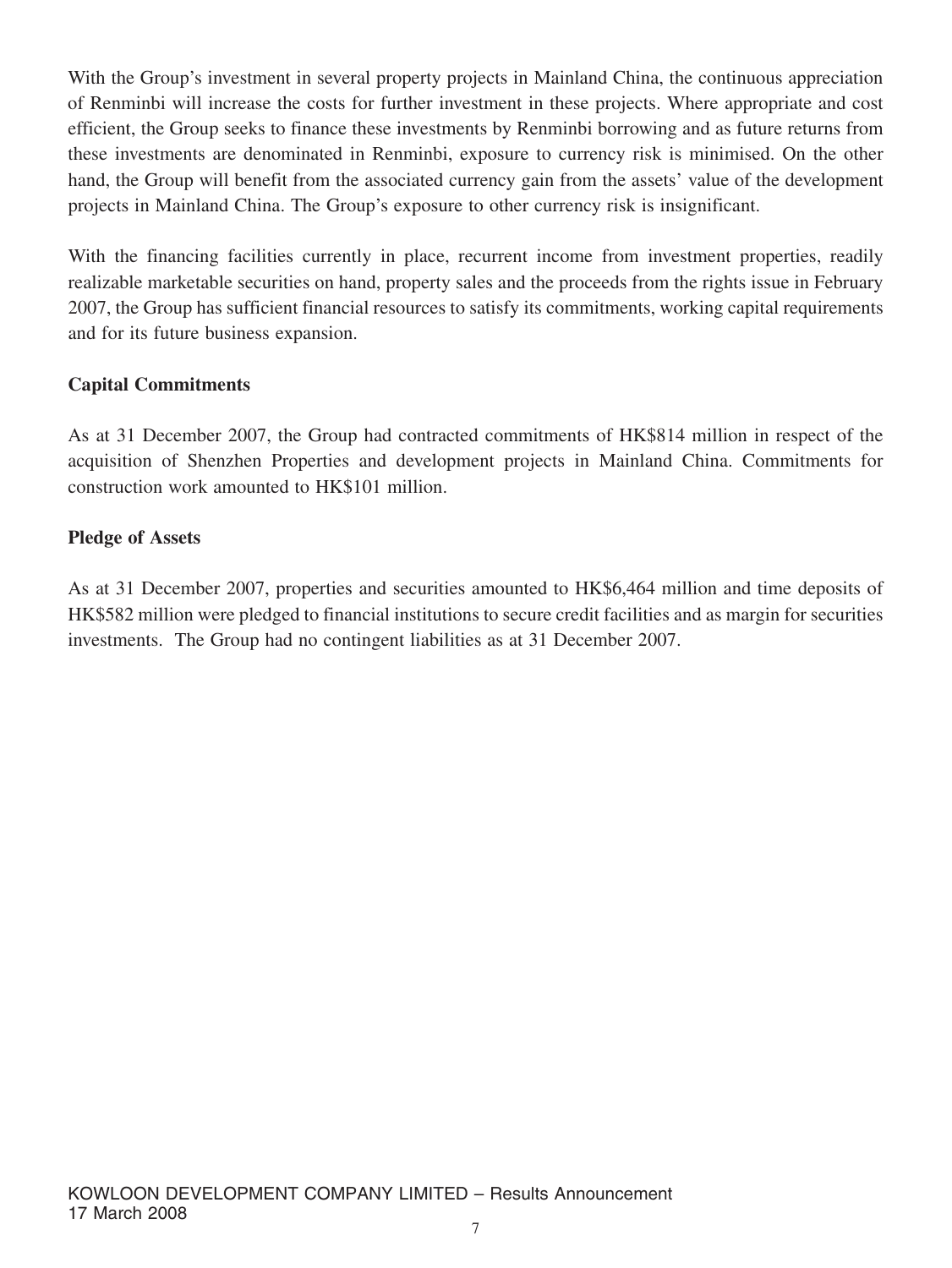With the Group's investment in several property projects in Mainland China, the continuous appreciation of Renminbi will increase the costs for further investment in these projects. Where appropriate and cost efficient, the Group seeks to finance these investments by Renminbi borrowing and as future returns from these investments are denominated in Renminbi, exposure to currency risk is minimised. On the other hand, the Group will benefit from the associated currency gain from the assets' value of the development projects in Mainland China. The Group's exposure to other currency risk is insignificant.

With the financing facilities currently in place, recurrent income from investment properties, readily realizable marketable securities on hand, property sales and the proceeds from the rights issue in February 2007, the Group has sufficient financial resources to satisfy its commitments, working capital requirements and for its future business expansion.

**Capital Commitments**

As at 31 December 2007, the Group had contracted commitments of HK$814 million in respect of the acquisition of Shenzhen Properties and development projects in Mainland China. Commitments for construction work amounted to HK$101 million.

**Pledge of Assets**

As at 31 December 2007, properties and securities amounted to HK$6,464 million and time deposits of HK$582 million were pledged to financial institutions to secure credit facilities and as margin for securities investments. The Group had no contingent liabilities as at 31 December 2007.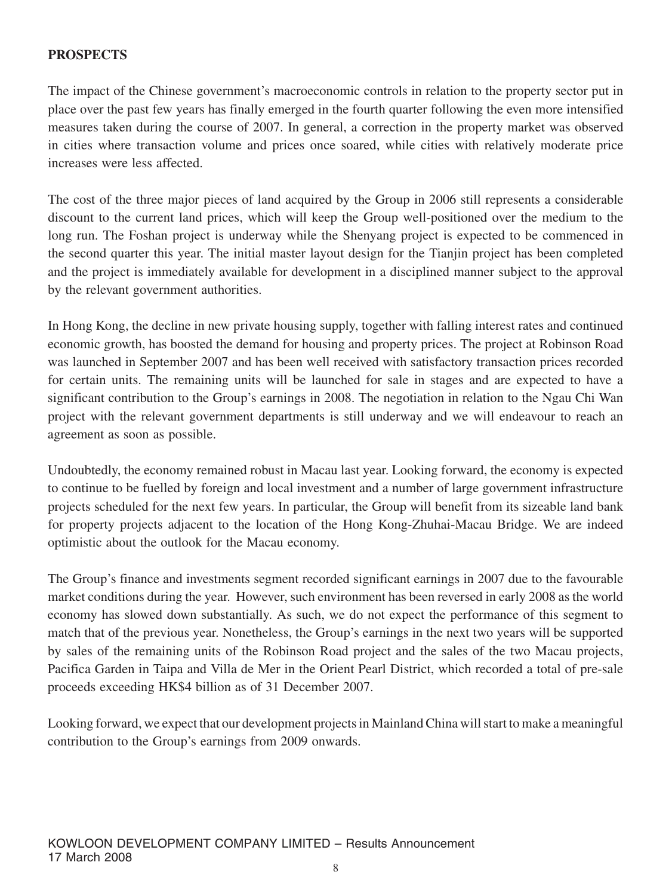## PROSPECTS

The impact of the Chinese government's macroeconomic controls in relation to the property sector put in place over the past few years has finally emerged in the fourth quarter following the even more intensified measures taken during the course of 2007. In general, a correction in the property market was observed in cities where transaction volume and prices once soared, while cities with relatively moderate price increases were less affected.

The cost of the three major pieces of land acquired by the Group in 2006 still represents a considerable discount to the current land prices, which will keep the Group well-positioned over the medium to the long run. The Foshan project is underway while the Shenyang project is expected to be commenced in the second quarter this year. The initial master layout design for the Tianjin project has been completed and the project is immediately available for development in a disciplined manner subject to the approval by the relevant government authorities.

In Hong Kong, the decline in new private housing supply, together with falling interest rates and continued economic growth, has boosted the demand for housing and property prices. The project at Robinson Road was launched in September 2007 and has been well received with satisfactory transaction prices recorded for certain units. The remaining units will be launched for sale in stages and are expected to have a significant contribution to the Group's earnings in 2008. The negotiation in relation to the Ngau Chi Wan project with the relevant government departments is still underway and we will endeavour to reach an agreement as soon as possible.

Undoubtedly, the economy remained robust in Macau last year. Looking forward, the economy is expected to continue to be fuelled by foreign and local investment and a number of large government infrastructure projects scheduled for the next few years. In particular, the Group will benefit from its sizeable land bank for property projects adjacent to the location of the Hong Kong-Zhuhai-Macau Bridge. We are indeed optimistic about the outlook for the Macau economy.

The Group's finance and investments segment recorded significant earnings in 2007 due to the favourable market conditions during the year. However, such environment has been reversed in early 2008 as the world economy has slowed down substantially. As such, we do not expect the performance of this segment to match that of the previous year. Nonetheless, the Group's earnings in the next two years will be supported by sales of the remaining units of the Robinson Road project and the sales of the two Macau projects, Pacifica Garden in Taipa and Villa de Mer in the Orient Pearl District, which recorded a total of pre-sale proceeds exceeding HK$4 billion as of 31 December 2007.

Looking forward, we expect that our development projects in Mainland China will start to make a meaningful contribution to the Group's earnings from 2009 onwards.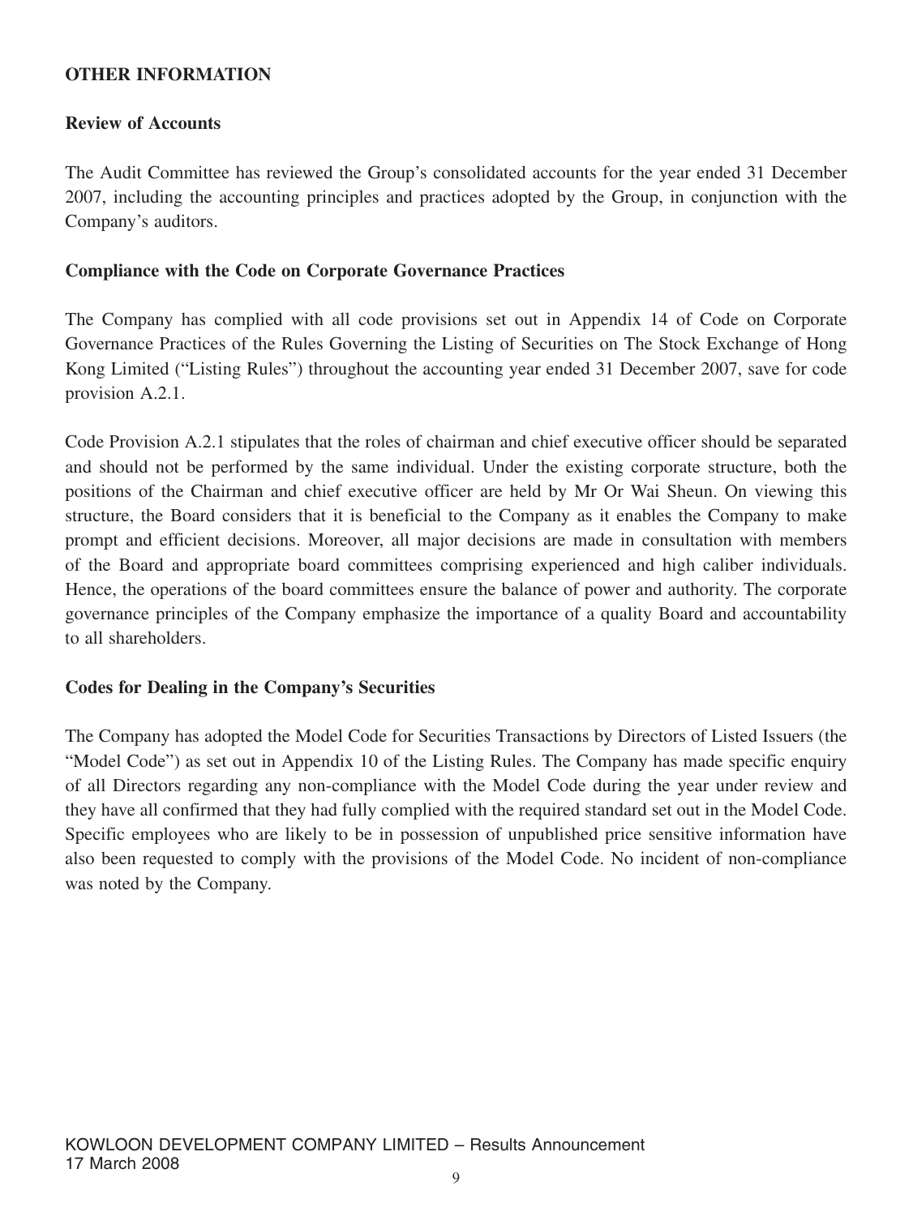## OTHER INFORMATION

### Review of Accounts

The Audit Committee has reviewed the Group's consolidated accounts for the year ended 31 December 2007, including the accounting principles and practices adopted by the Group, in conjunction with the Company's auditors.

### Compliance with the Code on Corporate Governance Practices

The Company has complied with all code provisions set out in Appendix 14 of Code on Corporate Governance Practices of the Rules Governing the Listing of Securities on The Stock Exchange of Hong Kong Limited ("Listing Rules") throughout the accounting year ended 31 December 2007, save for code provision A.2.1.

Code Provision A.2.1 stipulates that the roles of chairman and chief executive officer should be separated and should not be performed by the same individual. Under the existing corporate structure, both the positions of the Chairman and chief executive officer are held by Mr Or Wai Sheun. On viewing this structure, the Board considers that it is beneficial to the Company as it enables the Company to make prompt and efficient decisions. Moreover, all major decisions are made in consultation with members of the Board and appropriate board committees comprising experienced and high caliber individuals. Hence, the operations of the board committees ensure the balance of power and authority. The corporate governance principles of the Company emphasize the importance of a quality Board and accountability to all shareholders.

### Codes for Dealing in the Company's Securities

The Company has adopted the Model Code for Securities Transactions by Directors of Listed Issuers (the "Model Code") as set out in Appendix 10 of the Listing Rules. The Company has made specific enquiry of all Directors regarding any non-compliance with the Model Code during the year under review and they have all confirmed that they had fully complied with the required standard set out in the Model Code. Specific employees who are likely to be in possession of unpublished price sensitive information have also been requested to comply with the provisions of the Model Code. No incident of non-compliance was noted by the Company.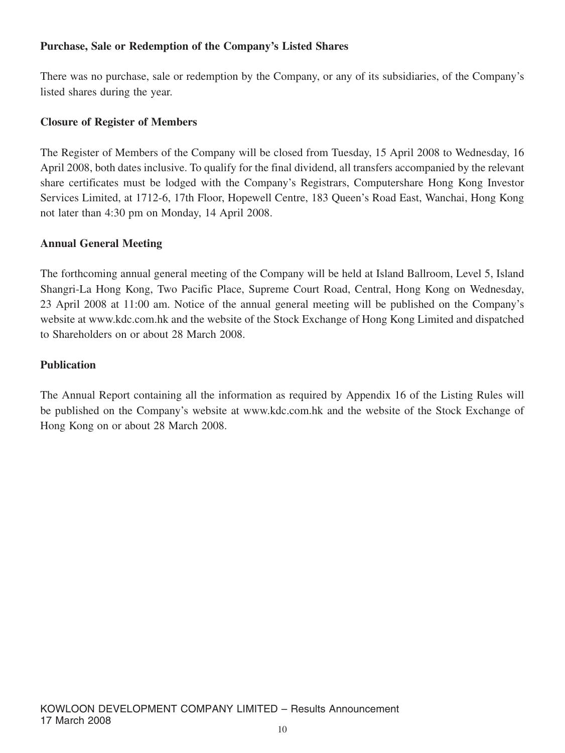**Purchase, Sale or Redemption of the Company's Listed Shares**

There was no purchase, sale or redemption by the Company, or any of its subsidiaries, of the Company's listed shares during the year.

**Closure of Register of Members**

The Register of Members of the Company will be closed from Tuesday, 15 April 2008 to Wednesday, 16 April 2008, both dates inclusive. To qualify for the final dividend, all transfers accompanied by the relevant share certificates must be lodged with the Company's Registrars, Computershare Hong Kong Investor Services Limited, at 1712-6, 17th Floor, Hopewell Centre, 183 Queen's Road East, Wanchai, Hong Kong not later than 4:30 pm on Monday, 14 April 2008.

**Annual General Meeting**

The forthcoming annual general meeting of the Company will be held at Island Ballroom, Level 5, Island Shangri-La Hong Kong, Two Pacific Place, Supreme Court Road, Central, Hong Kong on Wednesday, 23 April 2008 at 11:00 am. Notice of the annual general meeting will be published on the Company's website at www.kdc.com.hk and the website of the Stock Exchange of Hong Kong Limited and dispatched to Shareholders on or about 28 March 2008.

**Publication**

The Annual Report containing all the information as required by Appendix 16 of the Listing Rules will be published on the Company's website at www.kdc.com.hk and the website of the Stock Exchange of Hong Kong on or about 28 March 2008.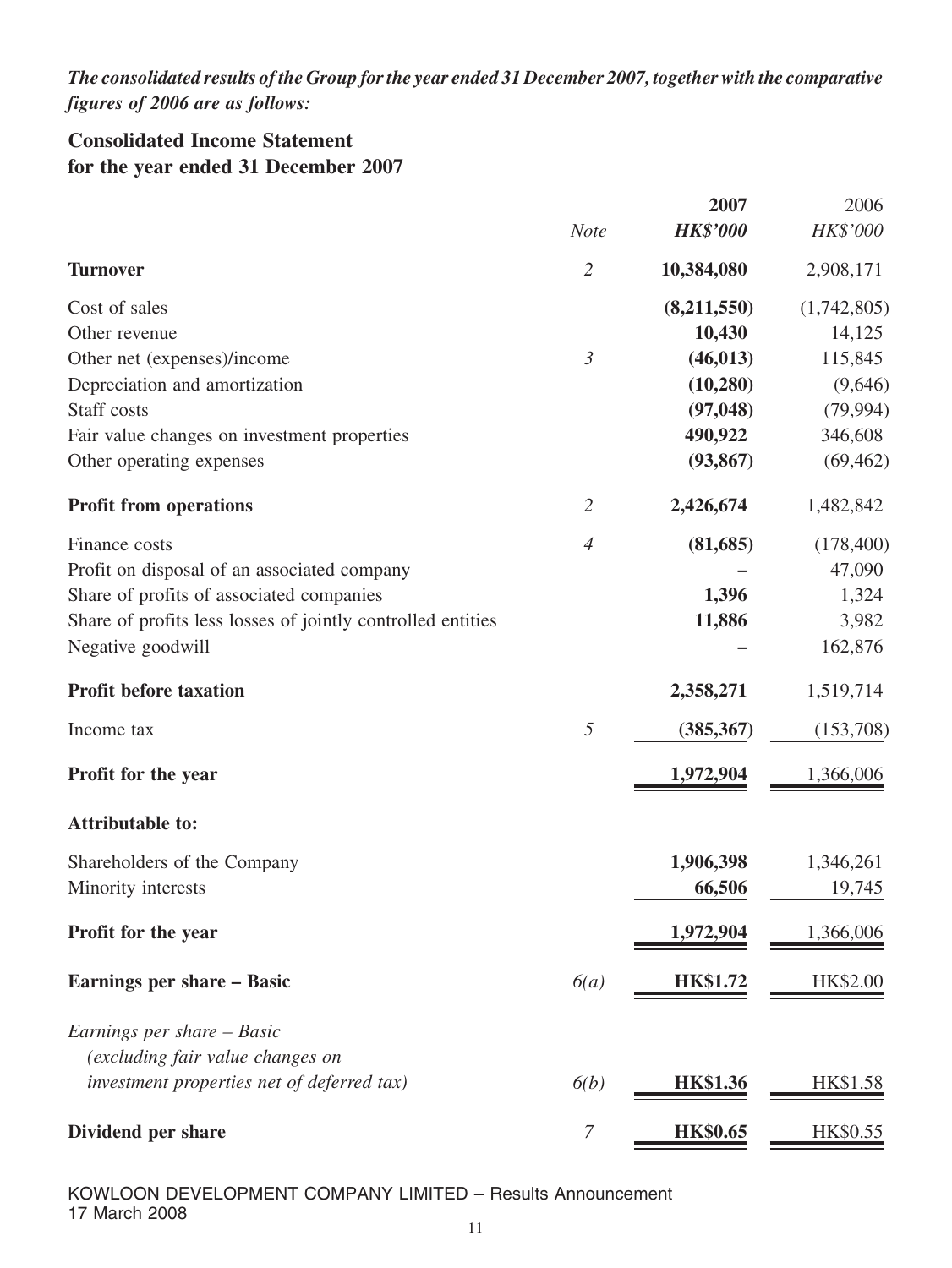***The consolidated results of the Group for the year ended 31 December 2007, together with the comparative figures of 2006 are as follows:***

## Consolidated Income Statement for the year ended 31 December 2007

| | *Note* | **2007** *HK$'000* | 2006 *HK$'000* |
|---|---|---|---|
| **Turnover** | *2* | **10,384,080** | 2,908,171 |
| Cost of sales | | **(8,211,550)** | (1,742,805) |
| Other revenue | | **10,430** | 14,125 |
| Other net (expenses)/income | *3* | **(46,013)** | 115,845 |
| Depreciation and amortization | | **(10,280)** | (9,646) |
| Staff costs | | **(97,048)** | (79,994) |
| Fair value changes on investment properties | | **490,922** | 346,608 |
| Other operating expenses | | **(93,867)** | (69,462) |
| **Profit from operations** | *2* | **2,426,674** | 1,482,842 |
| Finance costs | *4* | **(81,685)** | (178,400) |
| Profit on disposal of an associated company | | **–** | 47,090 |
| Share of profits of associated companies | | **1,396** | 1,324 |
| Share of profits less losses of jointly controlled entities | | **11,886** | 3,982 |
| Negative goodwill | | **–** | 162,876 |
| **Profit before taxation** | | **2,358,271** | 1,519,714 |
| Income tax | *5* | **(385,367)** | (153,708) |
| **Profit for the year** | | **1,972,904** | 1,366,006 |
| **Attributable to:** | | | |
| Shareholders of the Company | | **1,906,398** | 1,346,261 |
| Minority interests | | **66,506** | 19,745 |
| **Profit for the year** | | **1,972,904** | 1,366,006 |
| **Earnings per share – Basic** | *6(a)* | **HK$1.72** | HK$2.00 |
| *Earnings per share – Basic (excluding fair value changes on investment properties net of deferred tax)* | *6(b)* | **HK$1.36** | HK$1.58 |
| **Dividend per share** | *7* | **HK$0.65** | HK$0.55 |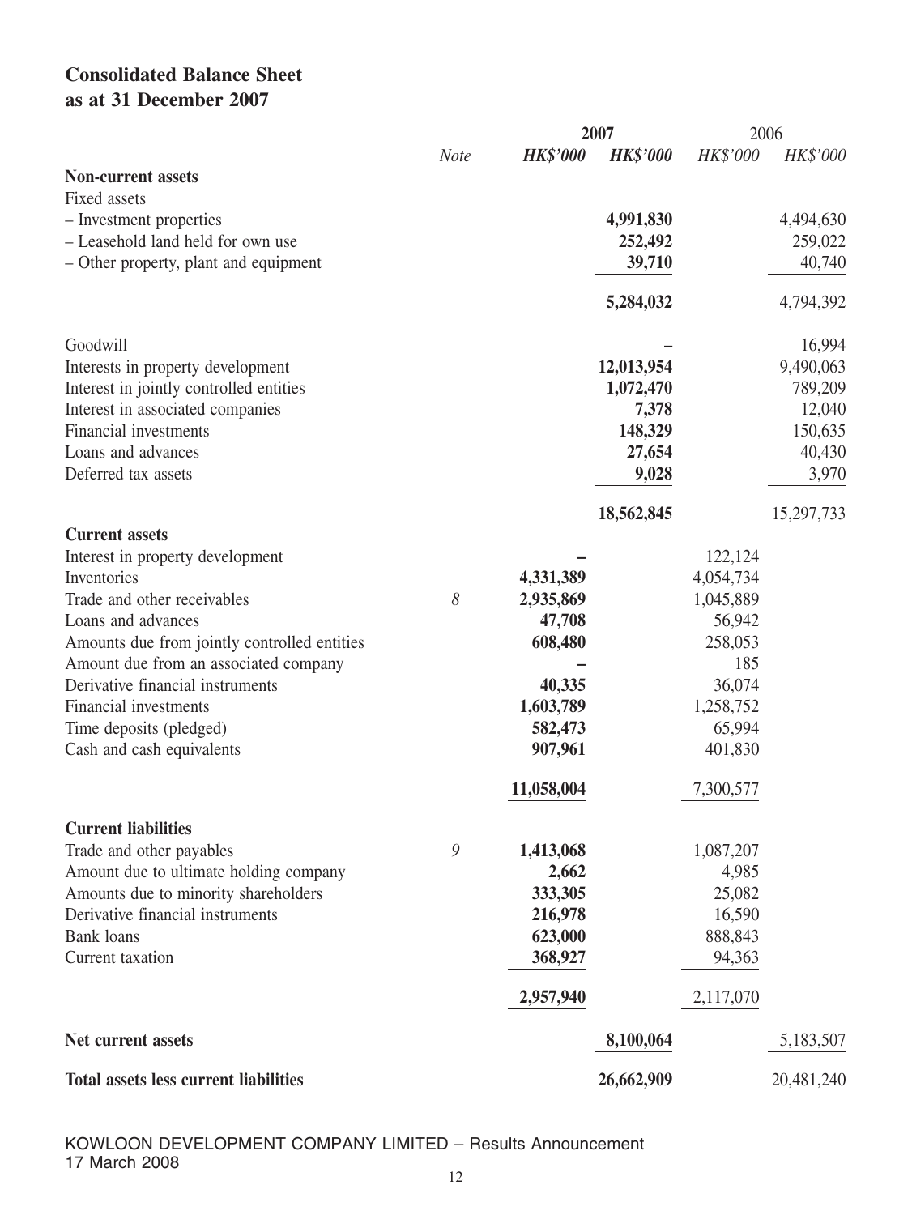# Consolidated Balance Sheet
## as at 31 December 2007

| | Note | 2007 HK$'000 | 2007 HK$'000 | 2006 HK$'000 | 2006 HK$'000 |
|---|---|---|---|---|---|
| **Non-current assets** | | | | | |
| Fixed assets | | | | | |
| – Investment properties | | | **4,991,830** | | 4,494,630 |
| – Leasehold land held for own use | | | **252,492** | | 259,022 |
| – Other property, plant and equipment | | | **39,710** | | 40,740 |
| | | | **5,284,032** | | 4,794,392 |
| Goodwill | | | **–** | | 16,994 |
| Interests in property development | | | **12,013,954** | | 9,490,063 |
| Interest in jointly controlled entities | | | **1,072,470** | | 789,209 |
| Interest in associated companies | | | **7,378** | | 12,040 |
| Financial investments | | | **148,329** | | 150,635 |
| Loans and advances | | | **27,654** | | 40,430 |
| Deferred tax assets | | | **9,028** | | 3,970 |
| | | | **18,562,845** | | 15,297,733 |
| **Current assets** | | | | | |
| Interest in property development | | **–** | | 122,124 | |
| Inventories | | **4,331,389** | | 4,054,734 | |
| Trade and other receivables | 8 | **2,935,869** | | 1,045,889 | |
| Loans and advances | | **47,708** | | 56,942 | |
| Amounts due from jointly controlled entities | | **608,480** | | 258,053 | |
| Amount due from an associated company | | **–** | | 185 | |
| Derivative financial instruments | | **40,335** | | 36,074 | |
| Financial investments | | **1,603,789** | | 1,258,752 | |
| Time deposits (pledged) | | **582,473** | | 65,994 | |
| Cash and cash equivalents | | **907,961** | | 401,830 | |
| | | **11,058,004** | | 7,300,577 | |
| **Current liabilities** | | | | | |
| Trade and other payables | 9 | **1,413,068** | | 1,087,207 | |
| Amount due to ultimate holding company | | **2,662** | | 4,985 | |
| Amounts due to minority shareholders | | **333,305** | | 25,082 | |
| Derivative financial instruments | | **216,978** | | 16,590 | |
| Bank loans | | **623,000** | | 888,843 | |
| Current taxation | | **368,927** | | 94,363 | |
| | | **2,957,940** | | 2,117,070 | |
| **Net current assets** | | | **8,100,064** | | 5,183,507 |
| **Total assets less current liabilities** | | | **26,662,909** | | 20,481,240 |

KOWLOON DEVELOPMENT COMPANY LIMITED – Results Announcement
17 March 2008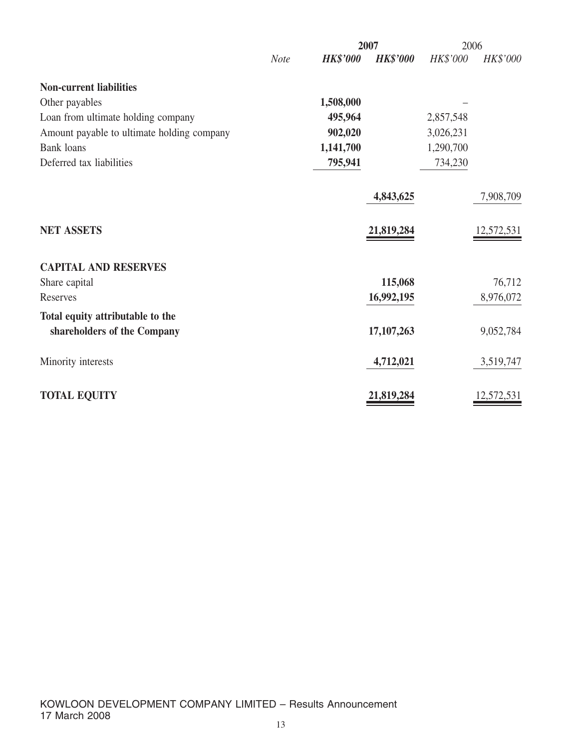| | *Note* | **2007** *HK$'000* | **2007** *HK$'000* | 2006 *HK$'000* | 2006 *HK$'000* |
|---|---|---|---|---|---|
| **Non-current liabilities** | | | | | |
| Other payables | | **1,508,000** | | – | |
| Loan from ultimate holding company | | **495,964** | | 2,857,548 | |
| Amount payable to ultimate holding company | | **902,020** | | 3,026,231 | |
| Bank loans | | **1,141,700** | | 1,290,700 | |
| Deferred tax liabilities | | **795,941** | | 734,230 | |
| | | | **4,843,625** | | 7,908,709 |
| **NET ASSETS** | | | **21,819,284** | | 12,572,531 |
| **CAPITAL AND RESERVES** | | | | | |
| Share capital | | | **115,068** | | 76,712 |
| Reserves | | | **16,992,195** | | 8,976,072 |
| **Total equity attributable to the shareholders of the Company** | | | **17,107,263** | | 9,052,784 |
| Minority interests | | | **4,712,021** | | 3,519,747 |
| **TOTAL EQUITY** | | | **21,819,284** | | 12,572,531 |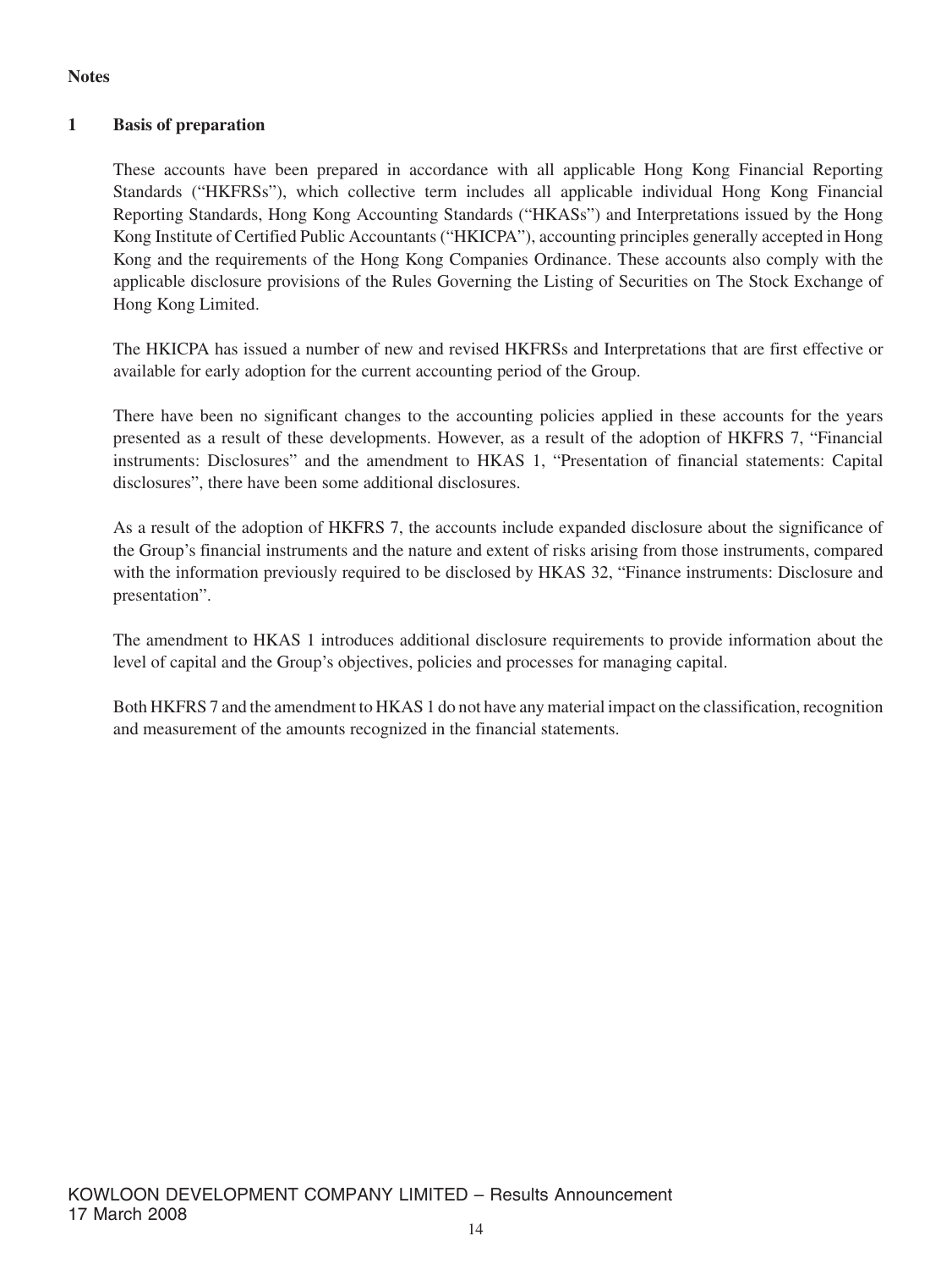**Notes**

**1 Basis of preparation**

These accounts have been prepared in accordance with all applicable Hong Kong Financial Reporting Standards ("HKFRSs"), which collective term includes all applicable individual Hong Kong Financial Reporting Standards, Hong Kong Accounting Standards ("HKASs") and Interpretations issued by the Hong Kong Institute of Certified Public Accountants ("HKICPA"), accounting principles generally accepted in Hong Kong and the requirements of the Hong Kong Companies Ordinance. These accounts also comply with the applicable disclosure provisions of the Rules Governing the Listing of Securities on The Stock Exchange of Hong Kong Limited.

The HKICPA has issued a number of new and revised HKFRSs and Interpretations that are first effective or available for early adoption for the current accounting period of the Group.

There have been no significant changes to the accounting policies applied in these accounts for the years presented as a result of these developments. However, as a result of the adoption of HKFRS 7, "Financial instruments: Disclosures" and the amendment to HKAS 1, "Presentation of financial statements: Capital disclosures", there have been some additional disclosures.

As a result of the adoption of HKFRS 7, the accounts include expanded disclosure about the significance of the Group's financial instruments and the nature and extent of risks arising from those instruments, compared with the information previously required to be disclosed by HKAS 32, "Finance instruments: Disclosure and presentation".

The amendment to HKAS 1 introduces additional disclosure requirements to provide information about the level of capital and the Group's objectives, policies and processes for managing capital.

Both HKFRS 7 and the amendment to HKAS 1 do not have any material impact on the classification, recognition and measurement of the amounts recognized in the financial statements.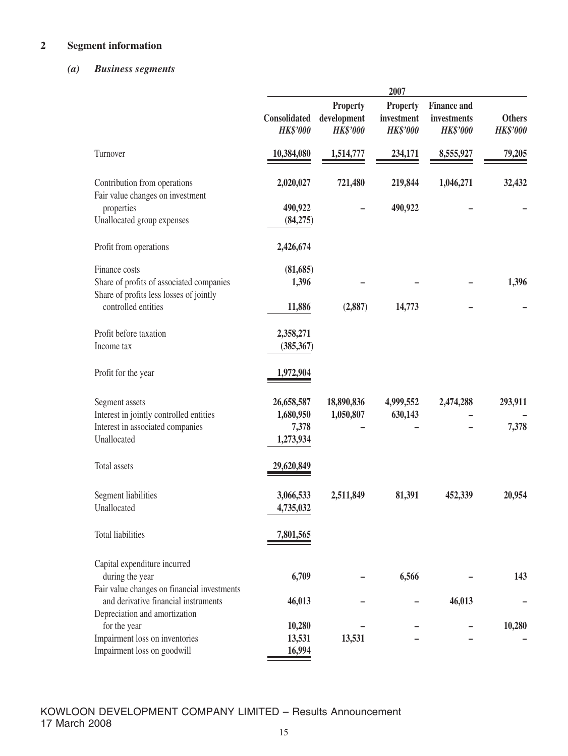## 2 Segment information

### *(a) Business segments*

| | 2007 | | | | |
|---|---|---|---|---|---|
| | Consolidated *HK$'000* | Property development *HK$'000* | Property investment *HK$'000* | Finance and investments *HK$'000* | Others *HK$'000* |
| Turnover | 10,384,080 | 1,514,777 | 234,171 | 8,555,927 | 79,205 |
| Contribution from operations | 2,020,027 | 721,480 | 219,844 | 1,046,271 | 32,432 |
| Fair value changes on investment properties | 490,922 | – | 490,922 | – | – |
| Unallocated group expenses | (84,275) | | | | |
| Profit from operations | 2,426,674 | | | | |
| Finance costs | (81,685) | | | | |
| Share of profits of associated companies | 1,396 | – | – | – | 1,396 |
| Share of profits less losses of jointly controlled entities | 11,886 | (2,887) | 14,773 | – | – |
| Profit before taxation | 2,358,271 | | | | |
| Income tax | (385,367) | | | | |
| Profit for the year | 1,972,904 | | | | |
| Segment assets | 26,658,587 | 18,890,836 | 4,999,552 | 2,474,288 | 293,911 |
| Interest in jointly controlled entities | 1,680,950 | 1,050,807 | 630,143 | – | – |
| Interest in associated companies | 7,378 | – | – | – | 7,378 |
| Unallocated | 1,273,934 | | | | |
| Total assets | 29,620,849 | | | | |
| Segment liabilities | 3,066,533 | 2,511,849 | 81,391 | 452,339 | 20,954 |
| Unallocated | 4,735,032 | | | | |
| Total liabilities | 7,801,565 | | | | |
| Capital expenditure incurred during the year | 6,709 | – | 6,566 | – | 143 |
| Fair value changes on financial investments and derivative financial instruments | 46,013 | – | – | 46,013 | – |
| Depreciation and amortization for the year | 10,280 | – | – | – | 10,280 |
| Impairment loss on inventories | 13,531 | 13,531 | – | – | – |
| Impairment loss on goodwill | 16,994 | | | | |

KOWLOON DEVELOPMENT COMPANY LIMITED – Results Announcement
17 March 2008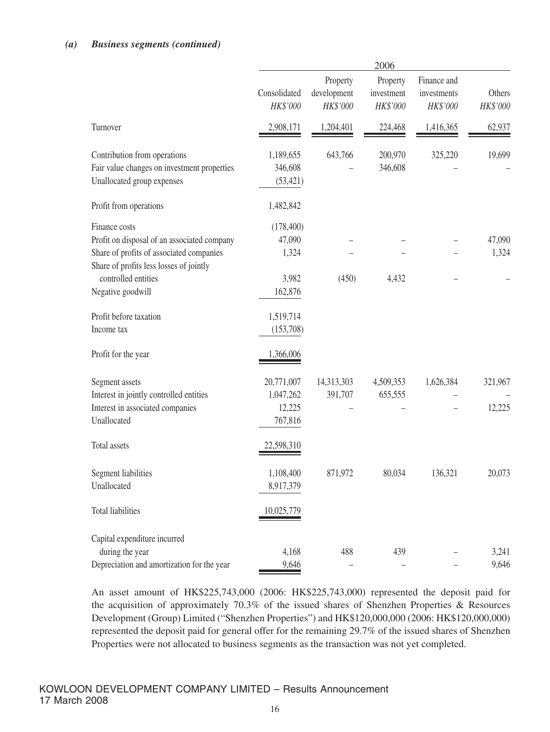*(a) Business segments (continued)*

| | 2006 | | | | |
|---|---|---|---|---|---|
| | Consolidated *HK$'000* | Property development *HK$'000* | Property investment *HK$'000* | Finance and investments *HK$'000* | Others *HK$'000* |
| Turnover | 2,908,171 | 1,204,401 | 224,468 | 1,416,365 | 62,937 |
| Contribution from operations | 1,189,655 | 643,766 | 200,970 | 325,220 | 19,699 |
| Fair value changes on investment properties | 346,608 | – | 346,608 | – | – |
| Unallocated group expenses | (53,421) | | | | |
| Profit from operations | 1,482,842 | | | | |
| Finance costs | (178,400) | | | | |
| Profit on disposal of an associated company | 47,090 | – | – | – | 47,090 |
| Share of profits of associated companies | 1,324 | – | – | – | 1,324 |
| Share of profits less losses of jointly controlled entities | 3,982 | (450) | 4,432 | – | – |
| Negative goodwill | 162,876 | | | | |
| Profit before taxation | 1,519,714 | | | | |
| Income tax | (153,708) | | | | |
| Profit for the year | 1,366,006 | | | | |
| Segment assets | 20,771,007 | 14,313,303 | 4,509,353 | 1,626,384 | 321,967 |
| Interest in jointly controlled entities | 1,047,262 | 391,707 | 655,555 | – | – |
| Interest in associated companies | 12,225 | – | – | – | 12,225 |
| Unallocated | 767,816 | | | | |
| Total assets | 22,598,310 | | | | |
| Segment liabilities | 1,108,400 | 871,972 | 80,034 | 136,321 | 20,073 |
| Unallocated | 8,917,379 | | | | |
| Total liabilities | 10,025,779 | | | | |
| Capital expenditure incurred during the year | 4,168 | 488 | 439 | – | 3,241 |
| Depreciation and amortization for the year | 9,646 | – | – | – | 9,646 |

An asset amount of HK$225,743,000 (2006: HK$225,743,000) represented the deposit paid for the acquisition of approximately 70.3% of the issued shares of Shenzhen Properties & Resources Development (Group) Limited ("Shenzhen Properties") and HK$120,000,000 (2006: HK$120,000,000) represented the deposit paid for general offer for the remaining 29.7% of the issued shares of Shenzhen Properties were not allocated to business segments as the transaction was not yet completed.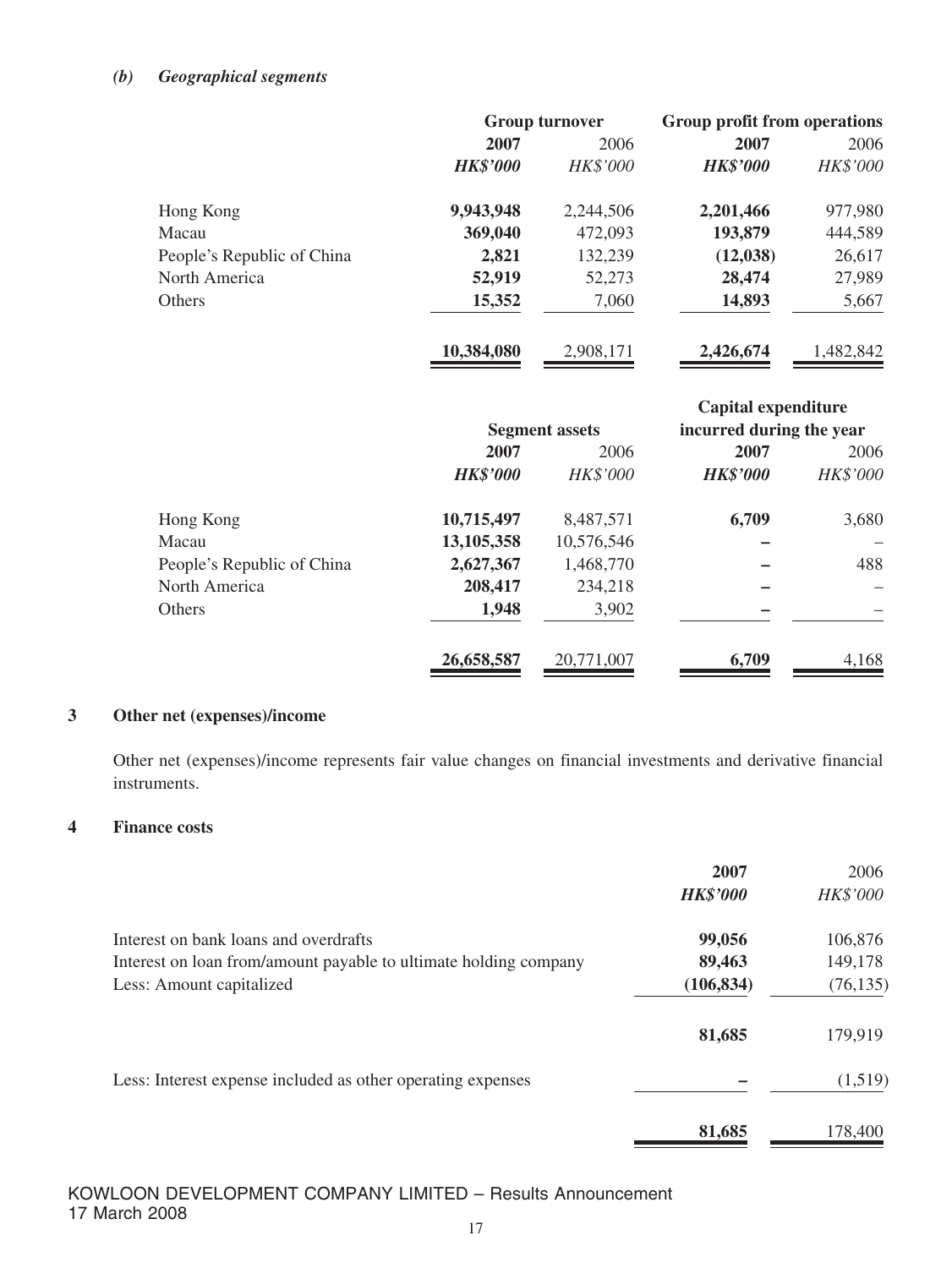*(b) Geographical segments*

| | Group turnover | | Group profit from operations | |
|---|---|---|---|---|
| | **2007** | 2006 | **2007** | 2006 |
| | ***HK$'000*** | *HK$'000* | ***HK$'000*** | *HK$'000* |
| Hong Kong | **9,943,948** | 2,244,506 | **2,201,466** | 977,980 |
| Macau | **369,040** | 472,093 | **193,879** | 444,589 |
| People's Republic of China | **2,821** | 132,239 | **(12,038)** | 26,617 |
| North America | **52,919** | 52,273 | **28,474** | 27,989 |
| Others | **15,352** | 7,060 | **14,893** | 5,667 |
| | **10,384,080** | 2,908,171 | **2,426,674** | 1,482,842 |

| | Segment assets | | Capital expenditure incurred during the year | |
|---|---|---|---|---|
| | **2007** | 2006 | **2007** | 2006 |
| | ***HK$'000*** | *HK$'000* | ***HK$'000*** | *HK$'000* |
| Hong Kong | **10,715,497** | 8,487,571 | **6,709** | 3,680 |
| Macau | **13,105,358** | 10,576,546 | **–** | – |
| People's Republic of China | **2,627,367** | 1,468,770 | **–** | 488 |
| North America | **208,417** | 234,218 | **–** | – |
| Others | **1,948** | 3,902 | **–** | – |
| | **26,658,587** | 20,771,007 | **6,709** | 4,168 |

## 3 Other net (expenses)/income

Other net (expenses)/income represents fair value changes on financial investments and derivative financial instruments.

## 4 Finance costs

| | **2007** | 2006 |
|---|---|---|
| | ***HK$'000*** | *HK$'000* |
| Interest on bank loans and overdrafts | **99,056** | 106,876 |
| Interest on loan from/amount payable to ultimate holding company | **89,463** | 149,178 |
| Less: Amount capitalized | **(106,834)** | (76,135) |
| | **81,685** | 179,919 |
| Less: Interest expense included as other operating expenses | **–** | (1,519) |
| | **81,685** | 178,400 |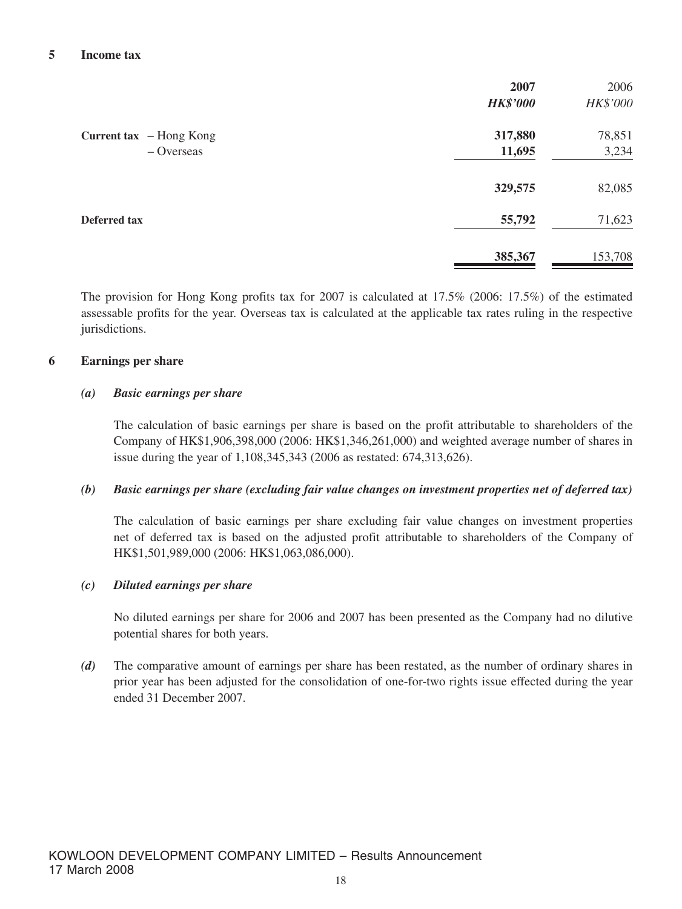## 5 Income tax

| | | 2007 | 2006 |
|---|---|---|---|
| | | ***HK$'000*** | *HK$'000* |
| **Current tax** | – Hong Kong | **317,880** | 78,851 |
| | – Overseas | **11,695** | 3,234 |
| | | **329,575** | 82,085 |
| **Deferred tax** | | **55,792** | 71,623 |
| | | **385,367** | 153,708 |

The provision for Hong Kong profits tax for 2007 is calculated at 17.5% (2006: 17.5%) of the estimated assessable profits for the year. Overseas tax is calculated at the applicable tax rates ruling in the respective jurisdictions.

## 6 Earnings per share

### *(a) Basic earnings per share*

The calculation of basic earnings per share is based on the profit attributable to shareholders of the Company of HK$1,906,398,000 (2006: HK$1,346,261,000) and weighted average number of shares in issue during the year of 1,108,345,343 (2006 as restated: 674,313,626).

### *(b) Basic earnings per share (excluding fair value changes on investment properties net of deferred tax)*

The calculation of basic earnings per share excluding fair value changes on investment properties net of deferred tax is based on the adjusted profit attributable to shareholders of the Company of HK$1,501,989,000 (2006: HK$1,063,086,000).

### *(c) Diluted earnings per share*

No diluted earnings per share for 2006 and 2007 has been presented as the Company had no dilutive potential shares for both years.

***(d)*** The comparative amount of earnings per share has been restated, as the number of ordinary shares in prior year has been adjusted for the consolidation of one-for-two rights issue effected during the year ended 31 December 2007.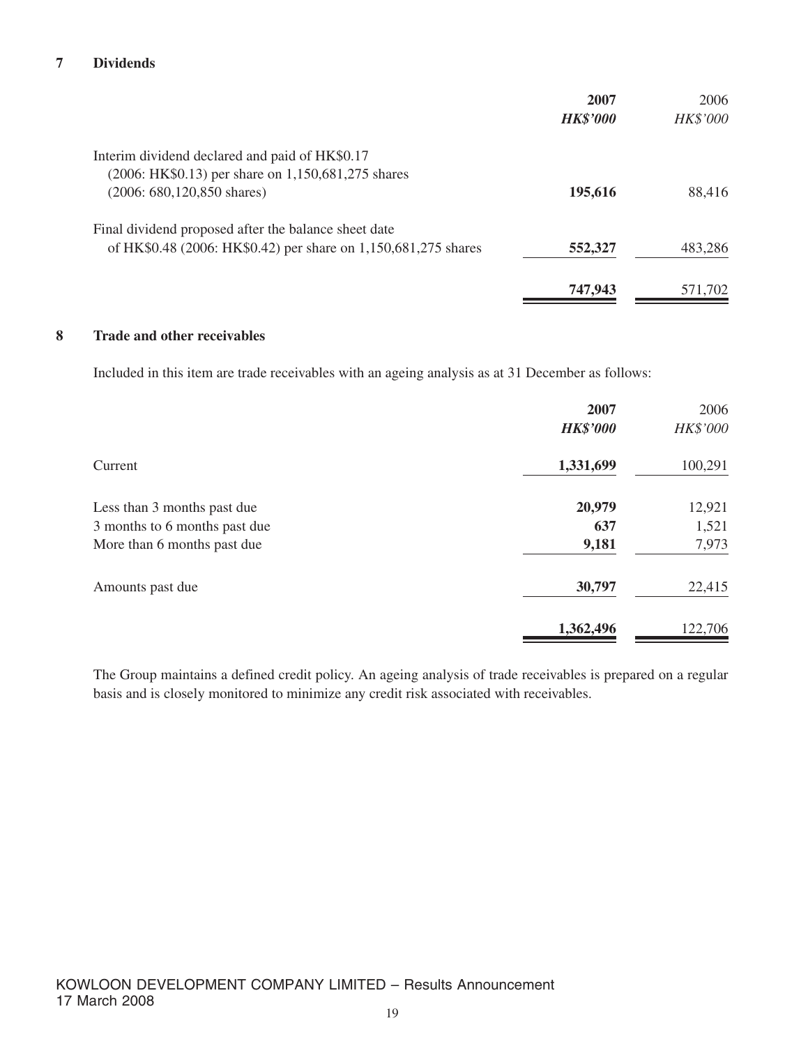## 7 Dividends

| | **2007** | 2006 |
|---|---|---|
| | ***HK$'000*** | *HK$'000* |
| Interim dividend declared and paid of HK$0.17 (2006: HK$0.13) per share on 1,150,681,275 shares (2006: 680,120,850 shares) | **195,616** | 88,416 |
| Final dividend proposed after the balance sheet date of HK$0.48 (2006: HK$0.42) per share on 1,150,681,275 shares | **552,327** | 483,286 |
| | **747,943** | 571,702 |

## 8 Trade and other receivables

Included in this item are trade receivables with an ageing analysis as at 31 December as follows:

| | **2007** | 2006 |
|---|---|---|
| | ***HK$'000*** | *HK$'000* |
| Current | **1,331,699** | 100,291 |
| Less than 3 months past due | **20,979** | 12,921 |
| 3 months to 6 months past due | **637** | 1,521 |
| More than 6 months past due | **9,181** | 7,973 |
| Amounts past due | **30,797** | 22,415 |
| | **1,362,496** | 122,706 |

The Group maintains a defined credit policy. An ageing analysis of trade receivables is prepared on a regular basis and is closely monitored to minimize any credit risk associated with receivables.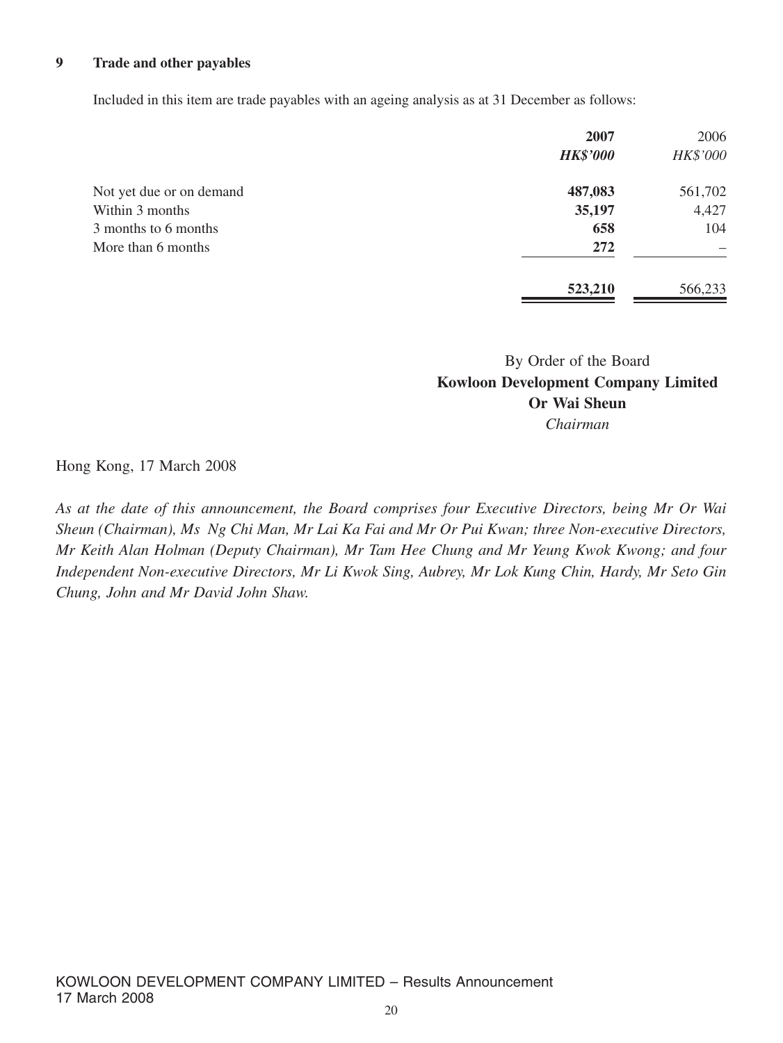## 9 Trade and other payables

Included in this item are trade payables with an ageing analysis as at 31 December as follows:

| | **2007** | 2006 |
|---|---|---|
| | ***HK$'000*** | *HK$'000* |
| Not yet due or on demand | **487,083** | 561,702 |
| Within 3 months | **35,197** | 4,427 |
| 3 months to 6 months | **658** | 104 |
| More than 6 months | **272** | – |
| | **523,210** | 566,233 |

By Order of the Board
**Kowloon Development Company Limited**
**Or Wai Sheun**
*Chairman*

Hong Kong, 17 March 2008

*As at the date of this announcement, the Board comprises four Executive Directors, being Mr Or Wai Sheun (Chairman), Ms Ng Chi Man, Mr Lai Ka Fai and Mr Or Pui Kwan; three Non-executive Directors, Mr Keith Alan Holman (Deputy Chairman), Mr Tam Hee Chung and Mr Yeung Kwok Kwong; and four Independent Non-executive Directors, Mr Li Kwok Sing, Aubrey, Mr Lok Kung Chin, Hardy, Mr Seto Gin Chung, John and Mr David John Shaw.*